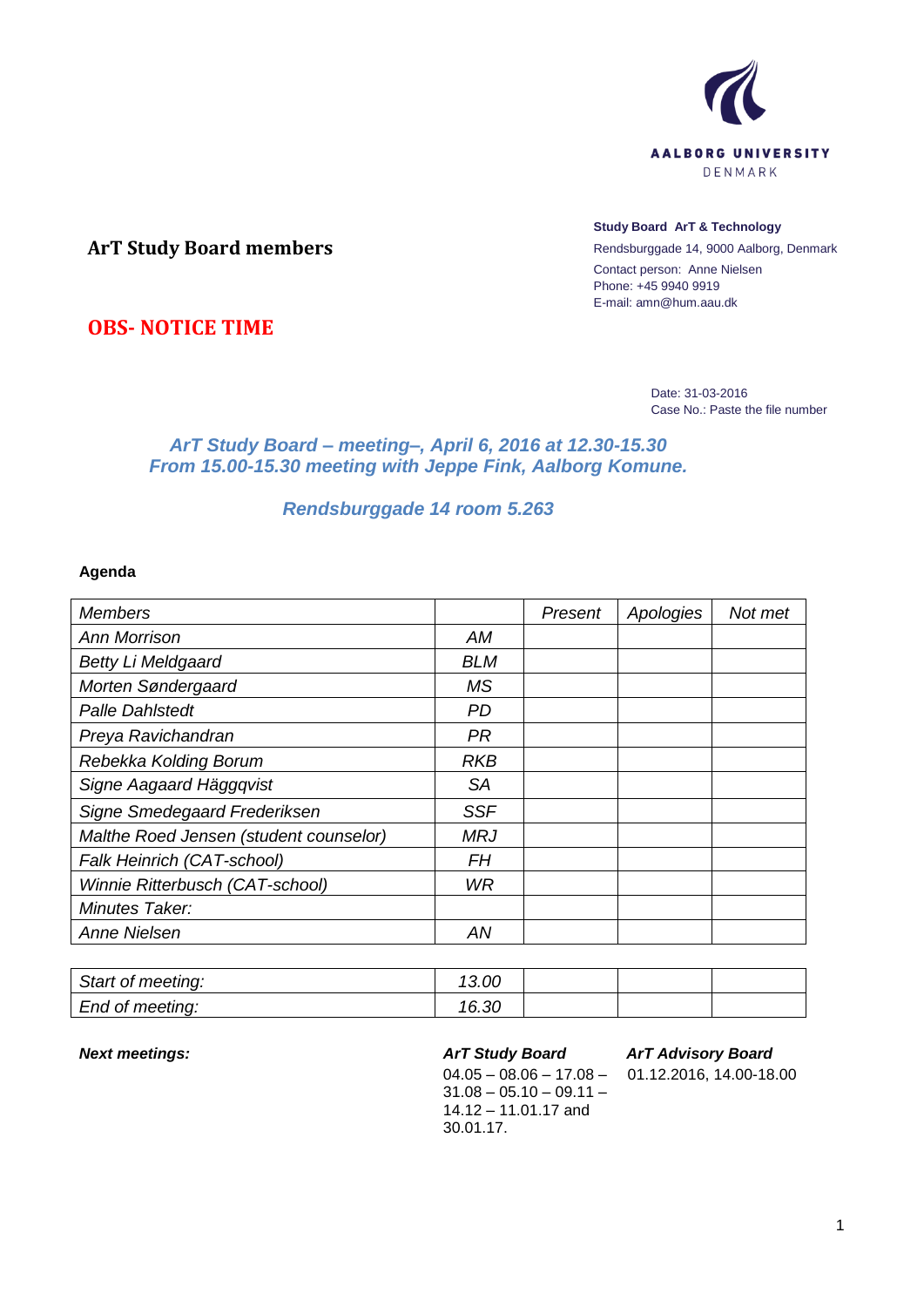AALBORG UNIVERSITY
DENMARK

**Study Board ArT & Technology**
Rendsburggade 14, 9000 Aalborg, Denmark
Contact person: Anne Nielsen
Phone: +45 9940 9919
E-mail: amn@hum.aau.dk

## ArT Study Board members

## OBS- NOTICE TIME

Date: 31-03-2016
Case No.: Paste the file number

### *ArT Study Board – meeting–, April 6, 2016 at 12.30-15.30*
### *From 15.00-15.30 meeting with Jeppe Fink, Aalborg Komune.*

### *Rendsburggade 14 room 5.263*

**Agenda**

| *Members* | | *Present* | *Apologies* | *Not met* |
|---|---|---|---|---|
| *Ann Morrison* | *AM* | | | |
| *Betty Li Meldgaard* | *BLM* | | | |
| *Morten Søndergaard* | *MS* | | | |
| *Palle Dahlstedt* | *PD* | | | |
| *Preya Ravichandran* | *PR* | | | |
| *Rebekka Kolding Borum* | *RKB* | | | |
| *Signe Aagaard Häggqvist* | *SA* | | | |
| *Signe Smedegaard Frederiksen* | *SSF* | | | |
| *Malthe Roed Jensen (student counselor)* | *MRJ* | | | |
| *Falk Heinrich (CAT-school)* | *FH* | | | |
| *Winnie Ritterbusch (CAT-school)* | *WR* | | | |
| *Minutes Taker:* | | | | |
| *Anne Nielsen* | *AN* | | | |

| | | | | |
|---|---|---|---|---|
| *Start of meeting:* | *13.00* | | | |
| *End of meeting:* | *16.30* | | | |

***Next meetings:***

***ArT Study Board***
04.05 – 08.06 – 17.08 – 31.08 – 05.10 – 09.11 – 14.12 – 11.01.17 and 30.01.17.

***ArT Advisory Board***
01.12.2016, 14.00-18.00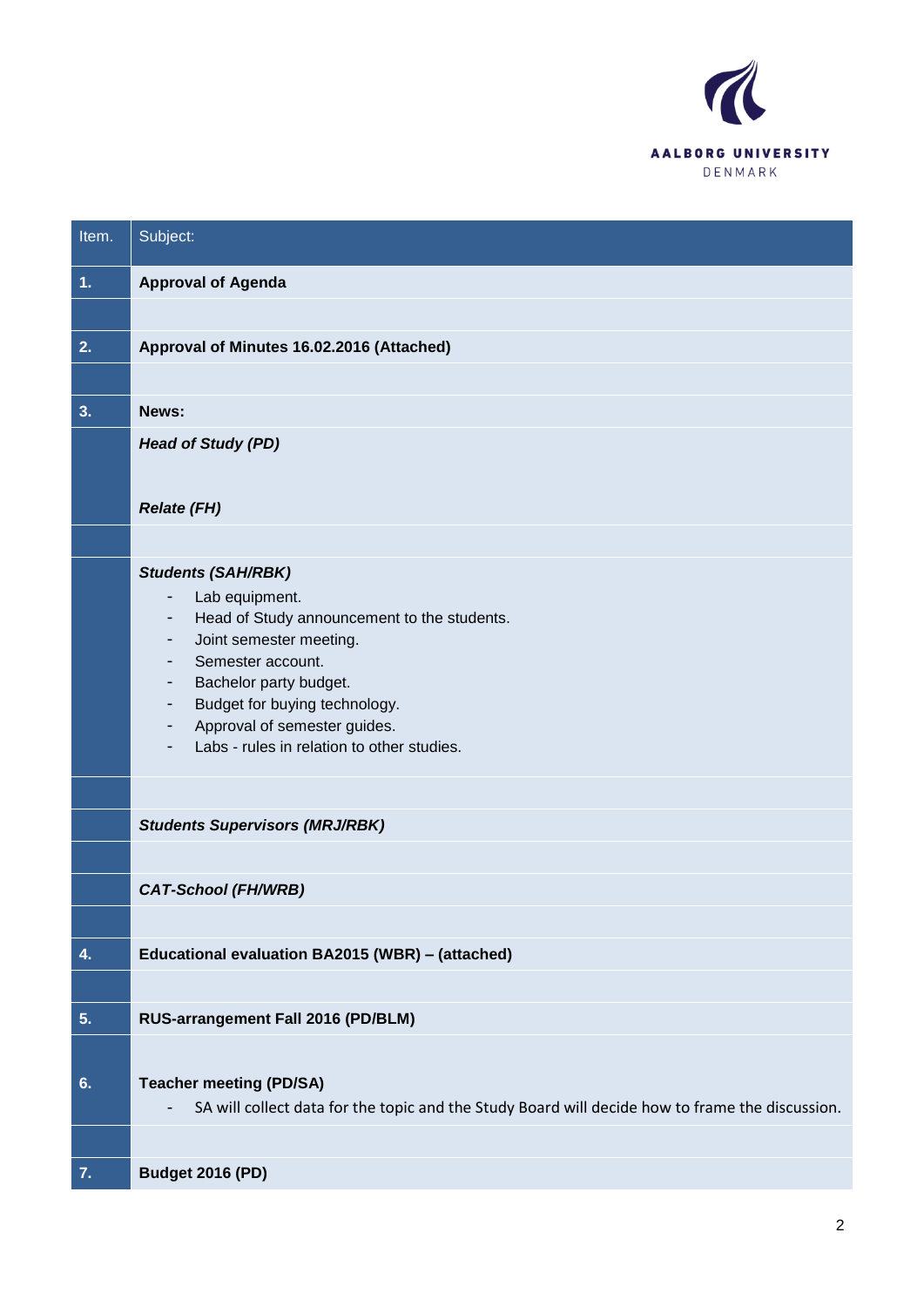| Item. | Subject: |
| --- | --- |
| **1.** | **Approval of Agenda** |
| | |
| **2.** | **Approval of Minutes 16.02.2016 (Attached)** |
| | |
| **3.** | **News:** |
| | ***Head of Study (PD)*** <br><br> ***Relate (FH)*** |
| | |
| | ***Students (SAH/RBK)*** <br> - Lab equipment. <br> - Head of Study announcement to the students. <br> - Joint semester meeting. <br> - Semester account. <br> - Bachelor party budget. <br> - Budget for buying technology. <br> - Approval of semester guides. <br> - Labs - rules in relation to other studies. |
| | |
| | ***Students Supervisors (MRJ/RBK)*** |
| | |
| | ***CAT-School (FH/WRB)*** |
| | |
| **4.** | **Educational evaluation BA2015 (WBR) – (attached)** |
| | |
| **5.** | **RUS-arrangement Fall 2016 (PD/BLM)** |
| **6.** | **Teacher meeting (PD/SA)** <br> - SA will collect data for the topic and the Study Board will decide how to frame the discussion. |
| | |
| **7.** | **Budget 2016 (PD)** |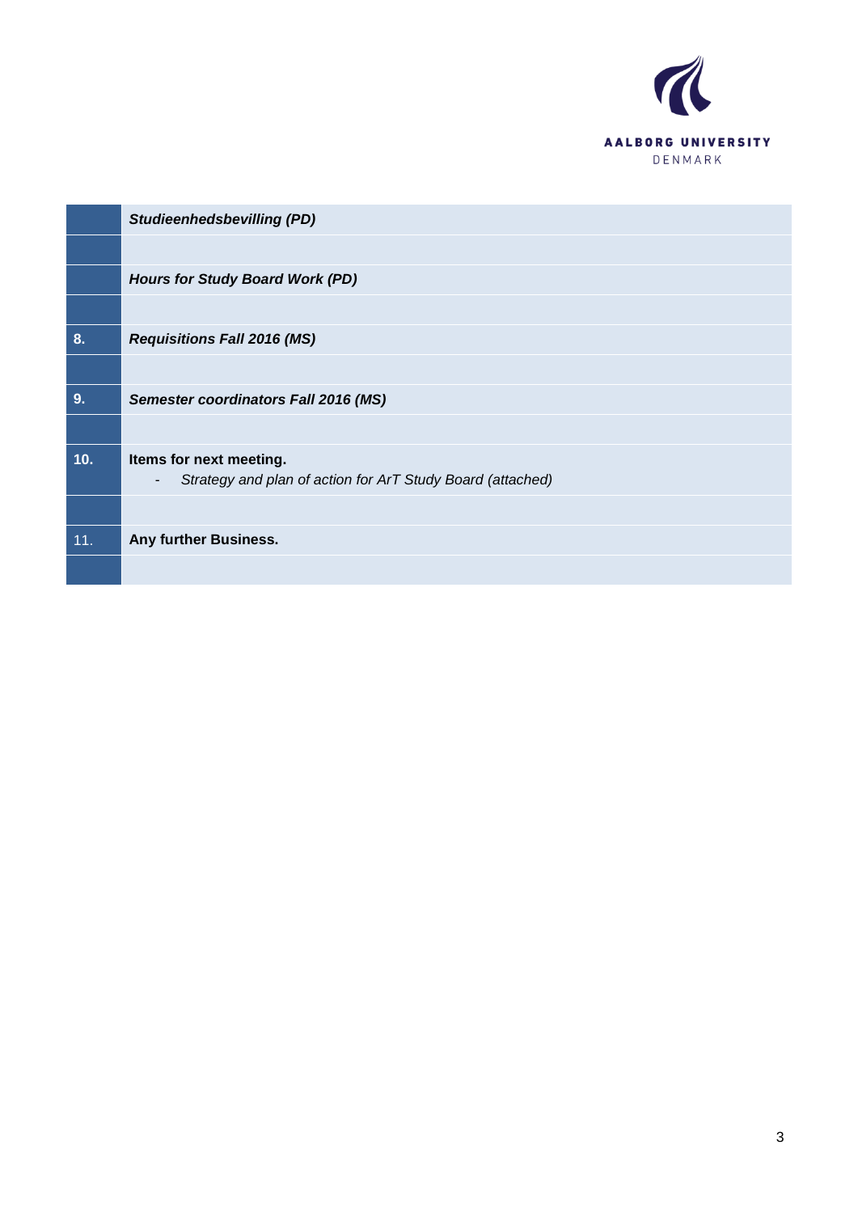| | |
|---|---|
| | ***Studieenhedsbevilling (PD)*** |
| | |
| | ***Hours for Study Board Work (PD)*** |
| | |
| **8.** | ***Requisitions Fall 2016 (MS)*** |
| | |
| **9.** | ***Semester coordinators Fall 2016 (MS)*** |
| | |
| **10.** | **Items for next meeting.** <br> - *Strategy and plan of action for ArT Study Board (attached)* |
| | |
| 11. | **Any further Business.** |
| | |